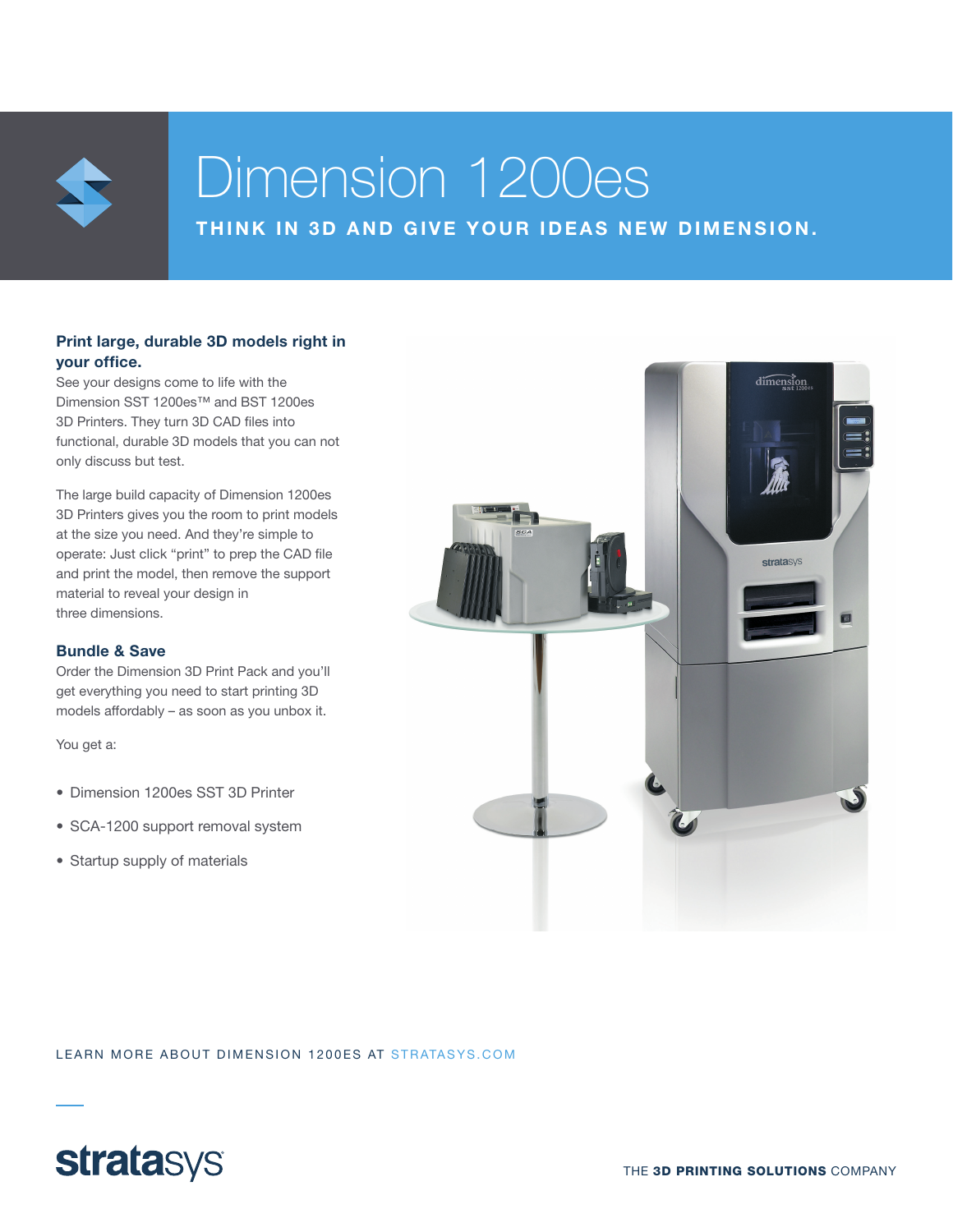# Dimension 1200es

**THINK IN 3D AND GIVE YOUR IDEAS NEW DIMENSION.**

## Print large, durable 3D models right in your office.

See your designs come to life with the Dimension SST 1200es™ and BST 1200es 3D Printers. They turn 3D CAD files into functional, durable 3D models that you can not only discuss but test.

The large build capacity of Dimension 1200es 3D Printers gives you the room to print models at the size you need. And they're simple to operate: Just click "print" to prep the CAD file and print the model, then remove the support material to reveal your design in three dimensions.

## Bundle & Save

Order the Dimension 3D Print Pack and you'll get everything you need to start printing 3D models affordably – as soon as you unbox it.

You get a:

- Dimension 1200es SST 3D Printer
- SCA-1200 support removal system
- Startup supply of materials

LEARN MORE ABOUT DIMENSION 1200ES AT STRATASYS.COM

stratasys

THE **3D PRINTING SOLUTIONS** COMPANY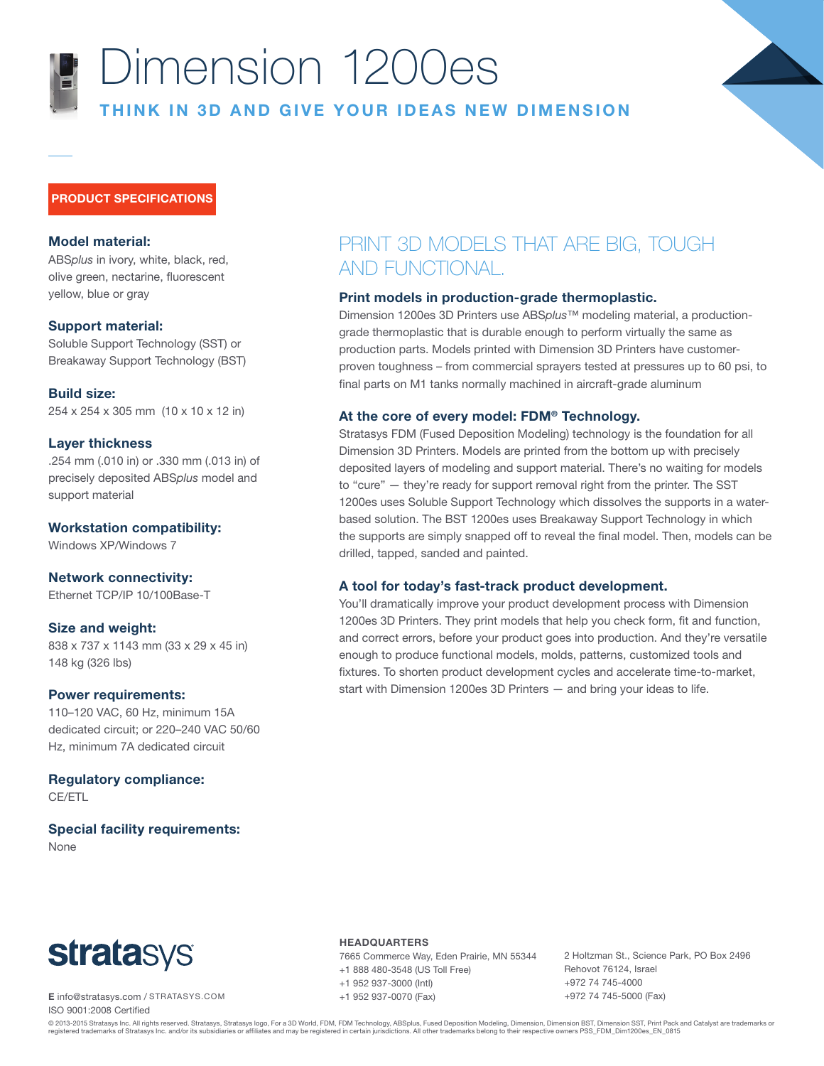# Dimension 1200es

**THINK IN 3D AND GIVE YOUR IDEAS NEW DIMENSION**

## PRODUCT SPECIFICATIONS

**Model material:**
ABS*plus* in ivory, white, black, red, olive green, nectarine, fluorescent yellow, blue or gray

**Support material:**
Soluble Support Technology (SST) or Breakaway Support Technology (BST)

**Build size:**
254 x 254 x 305 mm (10 x 10 x 12 in)

**Layer thickness**
.254 mm (.010 in) or .330 mm (.013 in) of precisely deposited ABS*plus* model and support material

**Workstation compatibility:**
Windows XP/Windows 7

**Network connectivity:**
Ethernet TCP/IP 10/100Base-T

**Size and weight:**
838 x 737 x 1143 mm (33 x 29 x 45 in)
148 kg (326 lbs)

**Power requirements:**
110–120 VAC, 60 Hz, minimum 15A dedicated circuit; or 220–240 VAC 50/60 Hz, minimum 7A dedicated circuit

**Regulatory compliance:**
CE/ETL

**Special facility requirements:**
None

## PRINT 3D MODELS THAT ARE BIG, TOUGH AND FUNCTIONAL.

### Print models in production-grade thermoplastic.

Dimension 1200es 3D Printers use ABS*plus*™ modeling material, a production-grade thermoplastic that is durable enough to perform virtually the same as production parts. Models printed with Dimension 3D Printers have customer-proven toughness – from commercial sprayers tested at pressures up to 60 psi, to final parts on M1 tanks normally machined in aircraft-grade aluminum

### At the core of every model: FDM® Technology.

Stratasys FDM (Fused Deposition Modeling) technology is the foundation for all Dimension 3D Printers. Models are printed from the bottom up with precisely deposited layers of modeling and support material. There's no waiting for models to "cure" — they're ready for support removal right from the printer. The SST 1200es uses Soluble Support Technology which dissolves the supports in a water-based solution. The BST 1200es uses Breakaway Support Technology in which the supports are simply snapped off to reveal the final model. Then, models can be drilled, tapped, sanded and painted.

### A tool for today's fast-track product development.

You'll dramatically improve your product development process with Dimension 1200es 3D Printers. They print models that help you check form, fit and function, and correct errors, before your product goes into production. And they're versatile enough to produce functional models, molds, patterns, customized tools and fixtures. To shorten product development cycles and accelerate time-to-market, start with Dimension 1200es 3D Printers — and bring your ideas to life.

stratasys

**E** info@stratasys.com / STRATASYS.COM
ISO 9001:2008 Certified

**HEADQUARTERS**

7665 Commerce Way, Eden Prairie, MN 55344
+1 888 480-3548 (US Toll Free)
+1 952 937-3000 (Intl)
+1 952 937-0070 (Fax)

2 Holtzman St., Science Park, PO Box 2496
Rehovot 76124, Israel
+972 74 745-4000
+972 74 745-5000 (Fax)

© 2013-2015 Stratasys Inc. All rights reserved. Stratasys, Stratasys logo, For a 3D World, FDM, FDM Technology, ABSplus, Fused Deposition Modeling, Dimension, Dimension BST, Dimension SST, Print Pack and Catalyst are trademarks or registered trademarks of Stratasys Inc. and/or its subsidiaries or affiliates and may be registered in certain jurisdictions. All other trademarks belong to their respective owners PSS_FDM_Dim1200es_EN_0815